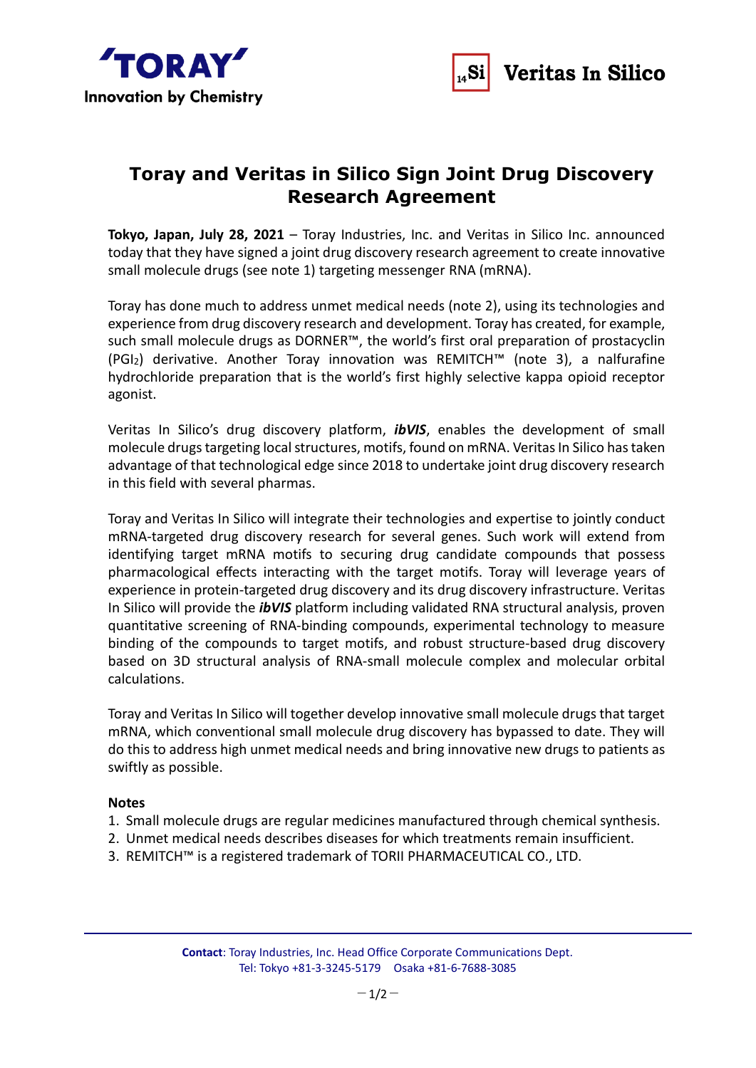# Toray and Veritas in Silico Sign Joint Drug Discovery Research Agreement

**Tokyo, Japan, July 28, 2021** – Toray Industries, Inc. and Veritas in Silico Inc. announced today that they have signed a joint drug discovery research agreement to create innovative small molecule drugs (see note 1) targeting messenger RNA (mRNA).

Toray has done much to address unmet medical needs (note 2), using its technologies and experience from drug discovery research and development. Toray has created, for example, such small molecule drugs as DORNER™, the world's first oral preparation of prostacyclin ($PGI_2$) derivative. Another Toray innovation was REMITCH™ (note 3), a nalfurafine hydrochloride preparation that is the world's first highly selective kappa opioid receptor agonist.

Veritas In Silico's drug discovery platform, ***ibVIS***, enables the development of small molecule drugs targeting local structures, motifs, found on mRNA. Veritas In Silico has taken advantage of that technological edge since 2018 to undertake joint drug discovery research in this field with several pharmas.

Toray and Veritas In Silico will integrate their technologies and expertise to jointly conduct mRNA-targeted drug discovery research for several genes. Such work will extend from identifying target mRNA motifs to securing drug candidate compounds that possess pharmacological effects interacting with the target motifs. Toray will leverage years of experience in protein-targeted drug discovery and its drug discovery infrastructure. Veritas In Silico will provide the ***ibVIS*** platform including validated RNA structural analysis, proven quantitative screening of RNA-binding compounds, experimental technology to measure binding of the compounds to target motifs, and robust structure-based drug discovery based on 3D structural analysis of RNA-small molecule complex and molecular orbital calculations.

Toray and Veritas In Silico will together develop innovative small molecule drugs that target mRNA, which conventional small molecule drug discovery has bypassed to date. They will do this to address high unmet medical needs and bring innovative new drugs to patients as swiftly as possible.

**Notes**

1. Small molecule drugs are regular medicines manufactured through chemical synthesis.
2. Unmet medical needs describes diseases for which treatments remain insufficient.
3. REMITCH™ is a registered trademark of TORII PHARMACEUTICAL CO., LTD.

**Contact**: Toray Industries, Inc. Head Office Corporate Communications Dept.
Tel: Tokyo +81-3-3245-5179 Osaka +81-6-7688-3085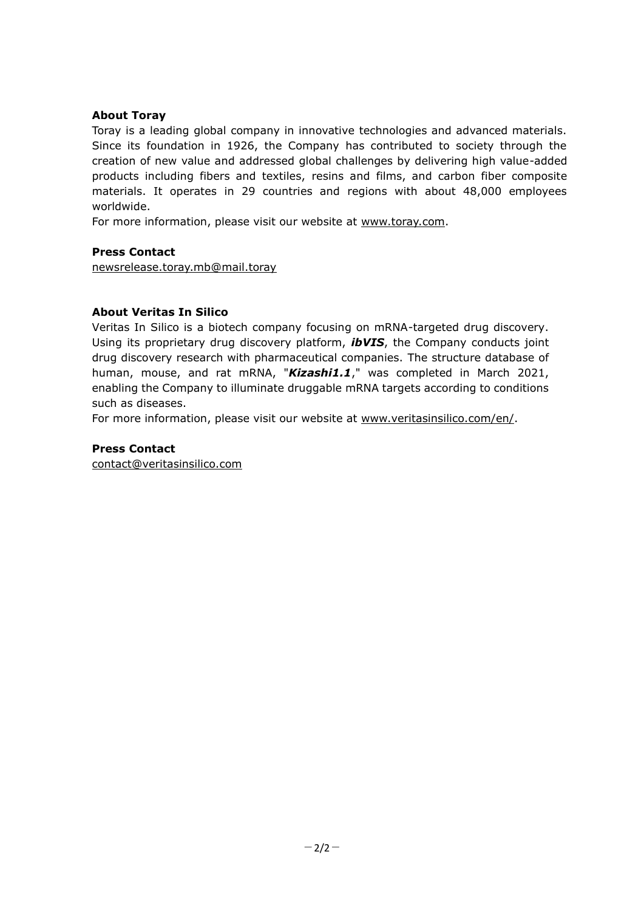**About Toray**

Toray is a leading global company in innovative technologies and advanced materials. Since its foundation in 1926, the Company has contributed to society through the creation of new value and addressed global challenges by delivering high value-added products including fibers and textiles, resins and films, and carbon fiber composite materials. It operates in 29 countries and regions with about 48,000 employees worldwide.

For more information, please visit our website at www.toray.com.

**Press Contact**

newsrelease.toray.mb@mail.toray

**About Veritas In Silico**

Veritas In Silico is a biotech company focusing on mRNA-targeted drug discovery. Using its proprietary drug discovery platform, ***ibVIS***, the Company conducts joint drug discovery research with pharmaceutical companies. The structure database of human, mouse, and rat mRNA, "***Kizashi1.1***," was completed in March 2021, enabling the Company to illuminate druggable mRNA targets according to conditions such as diseases.

For more information, please visit our website at www.veritasinsilico.com/en/.

**Press Contact**

contact@veritasinsilico.com